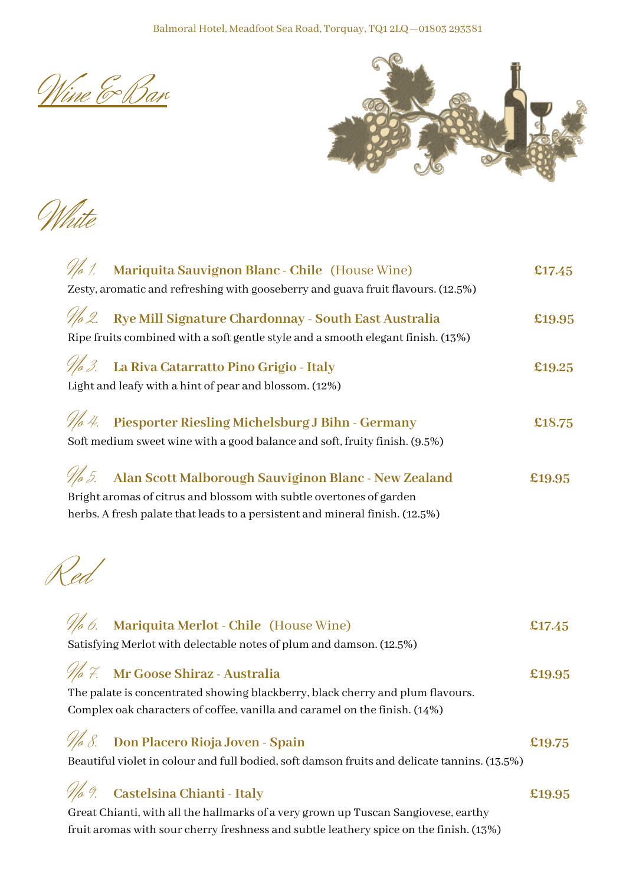Balmoral Hotel, Meadfoot Sea Road, Torquay, TQ1 2LQ—01803 293381

# Wine & Bar

## White

**No 1. Mariquita Sauvignon Blanc - Chile** (House Wine) **£17.45**
Zesty, aromatic and refreshing with gooseberry and guava fruit flavours. (12.5%)

**No 2. Rye Mill Signature Chardonnay - South East Australia** **£19.95**
Ripe fruits combined with a soft gentle style and a smooth elegant finish. (13%)

**No 3. La Riva Catarratto Pino Grigio - Italy** **£19.25**
Light and leafy with a hint of pear and blossom. (12%)

**No 4. Piesporter Riesling Michelsburg J Bihn - Germany** **£18.75**
Soft medium sweet wine with a good balance and soft, fruity finish. (9.5%)

**No 5. Alan Scott Malborough Sauviginon Blanc - New Zealand** **£19.95**
Bright aromas of citrus and blossom with subtle overtones of garden herbs. A fresh palate that leads to a persistent and mineral finish. (12.5%)

## Red

**No 6. Mariquita Merlot - Chile** (House Wine) **£17.45**
Satisfying Merlot with delectable notes of plum and damson. (12.5%)

**No 7. Mr Goose Shiraz - Australia** **£19.95**
The palate is concentrated showing blackberry, black cherry and plum flavours. Complex oak characters of coffee, vanilla and caramel on the finish. (14%)

**No 8. Don Placero Rioja Joven - Spain** **£19.75**
Beautiful violet in colour and full bodied, soft damson fruits and delicate tannins. (13.5%)

**No 9. Castelsina Chianti - Italy** **£19.95**
Great Chianti, with all the hallmarks of a very grown up Tuscan Sangiovese, earthy fruit aromas with sour cherry freshness and subtle leathery spice on the finish. (13%)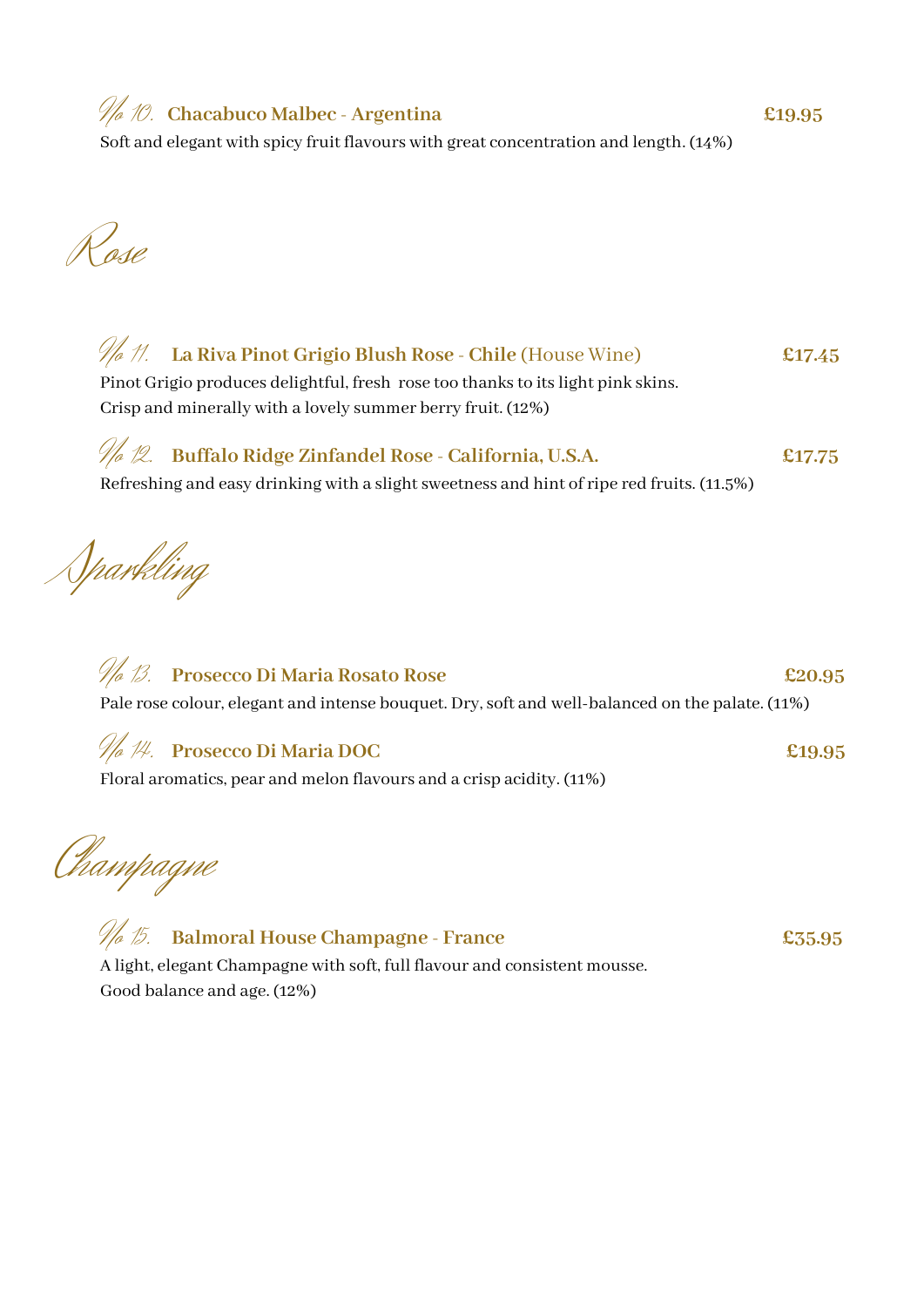**No 10. Chacabuco Malbec - Argentina** **£19.95**

Soft and elegant with spicy fruit flavours with great concentration and length. (14%)

## Rose

**No 11. La Riva Pinot Grigio Blush Rose - Chile** (House Wine) **£17.45**

Pinot Grigio produces delightful, fresh rose too thanks to its light pink skins.
Crisp and minerally with a lovely summer berry fruit. (12%)

**No 12. Buffalo Ridge Zinfandel Rose - California, U.S.A.** **£17.75**

Refreshing and easy drinking with a slight sweetness and hint of ripe red fruits. (11.5%)

## Sparkling

**No 13. Prosecco Di Maria Rosato Rose** **£20.95**

Pale rose colour, elegant and intense bouquet. Dry, soft and well-balanced on the palate. (11%)

**No 14. Prosecco Di Maria DOC** **£19.95**

Floral aromatics, pear and melon flavours and a crisp acidity. (11%)

## Champagne

**No 15. Balmoral House Champagne - France** **£35.95**

A light, elegant Champagne with soft, full flavour and consistent mousse.
Good balance and age. (12%)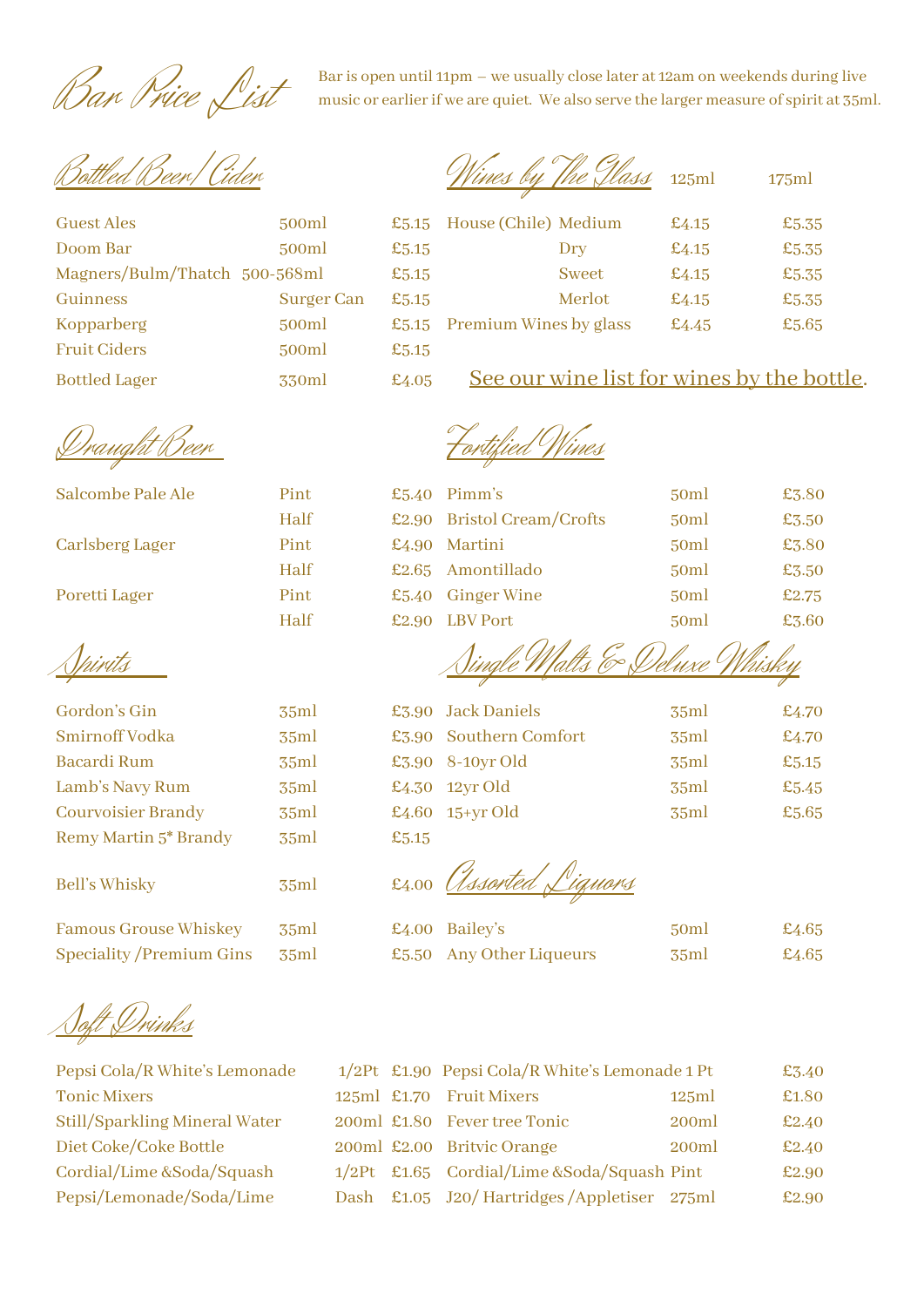# Bar Price List

Bar is open until 11pm – we usually close later at 12am on weekends during live music or earlier if we are quiet. We also serve the larger measure of spirit at 35ml.

## Bottled Beer/Cider

| | | |
|---|---|---|
| Guest Ales | 500ml | £5.15 |
| Doom Bar | 500ml | £5.15 |
| Magners/Bulm/Thatch | 500-568ml | £5.15 |
| Guinness | Surger Can | £5.15 |
| Kopparberg | 500ml | £5.15 |
| Fruit Ciders | 500ml | £5.15 |
| Bottled Lager | 330ml | £4.05 |

## Draught Beer

| | | |
|---|---|---|
| Salcombe Pale Ale | Pint | £5.40 |
| | Half | £2.90 |
| Carlsberg Lager | Pint | £4.90 |
| | Half | £2.65 |
| Poretti Lager | Pint | £5.40 |
| | Half | £2.90 |

## Spirits

| | | |
|---|---|---|
| Gordon's Gin | 35ml | £3.90 |
| Smirnoff Vodka | 35ml | £3.90 |
| Bacardi Rum | 35ml | £3.90 |
| Lamb's Navy Rum | 35ml | £4.30 |
| Courvoisier Brandy | 35ml | £4.60 |
| Remy Martin 5* Brandy | 35ml | £5.15 |
| Bell's Whisky | 35ml | £4.00 |
| Famous Grouse Whiskey | 35ml | £4.00 |
| Speciality /Premium Gins | 35ml | £5.50 |

## Wines by The Glass

| | | 125ml | 175ml |
|---|---|---|---|
| House (Chile) | Medium | £4.15 | £5.35 |
| | Dry | £4.15 | £5.35 |
| | Sweet | £4.15 | £5.35 |
| | Merlot | £4.15 | £5.35 |
| Premium Wines by glass | | £4.45 | £5.65 |

See our wine list for wines by the bottle.

## Fortified Wines

| | | |
|---|---|---|
| Pimm's | 50ml | £3.80 |
| Bristol Cream/Crofts | 50ml | £3.50 |
| Martini | 50ml | £3.80 |
| Amontillado | 50ml | £3.50 |
| Ginger Wine | 50ml | £2.75 |
| LBV Port | 50ml | £3.60 |

## Single Malts & Deluxe Whisky

| | | |
|---|---|---|
| Jack Daniels | 35ml | £4.70 |
| Southern Comfort | 35ml | £4.70 |
| 8-10yr Old | 35ml | £5.15 |
| 12yr Old | 35ml | £5.45 |
| 15+yr Old | 35ml | £5.65 |

## Assorted Liquors

| | | |
|---|---|---|
| Bailey's | 50ml | £4.65 |
| Any Other Liqueurs | 35ml | £4.65 |

## Soft Drinks

| | | |
|---|---|---|
| Pepsi Cola/R White's Lemonade | 1/2Pt | £1.90 |
| Tonic Mixers | 125ml | £1.70 |
| Still/Sparkling Mineral Water | 200ml | £1.80 |
| Diet Coke/Coke Bottle | 200ml | £2.00 |
| Cordial/Lime &Soda/Squash | 1/2Pt | £1.65 |
| Pepsi/Lemonade/Soda/Lime | Dash | £1.05 |
| Pepsi Cola/R White's Lemonade | 1 Pt | £3.40 |
| Fruit Mixers | 125ml | £1.80 |
| Fever tree Tonic | 200ml | £2.40 |
| Britvic Orange | 200ml | £2.40 |
| Cordial/Lime &Soda/Squash | Pint | £2.90 |
| J20/ Hartridges /Appletiser | 275ml | £2.90 |